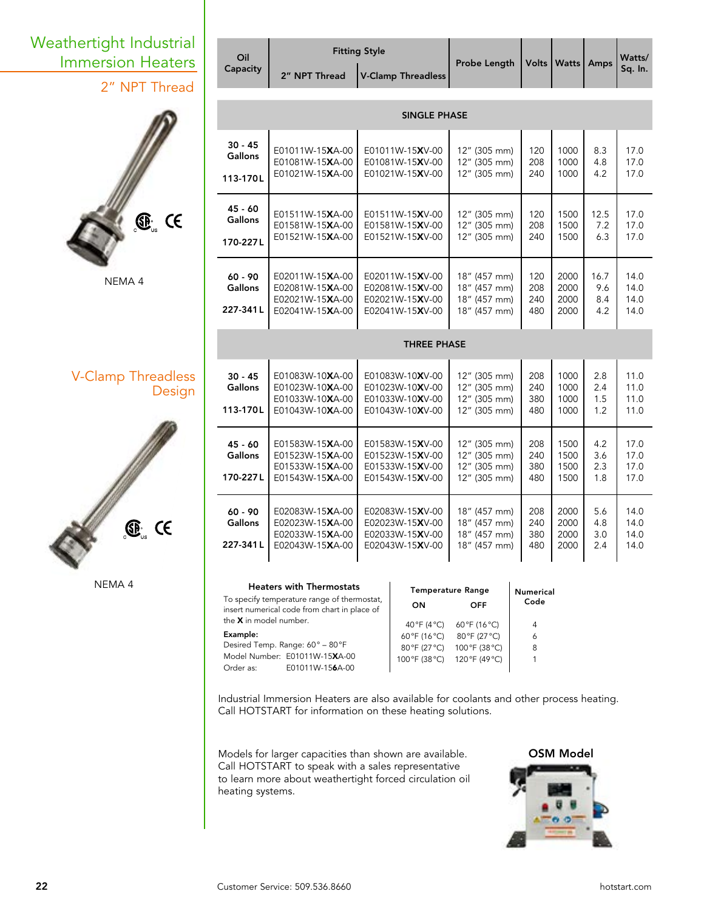# Weathertight Industrial Immersion Heaters

## 2" NPT Thread

NEMA 4

## V-Clamp Threadless Design

NEMA 4

| Oil Capacity | Fitting Style | | Probe Length | Volts | Watts | Amps | Watts/ Sq. In. |
|---|---|---|---|---|---|---|---|
| | 2" NPT Thread | V-Clamp Threadless | | | | | |
| **SINGLE PHASE** | | | | | | | |
| **30 - 45 Gallons** **113-170 L** | E01011W-15**X**A-00 | E01011W-15**X**V-00 | 12" (305 mm) | 120 | 1000 | 8.3 | 17.0 |
| | E01081W-15**X**A-00 | E01081W-15**X**V-00 | 12" (305 mm) | 208 | 1000 | 4.8 | 17.0 |
| | E01021W-15**X**A-00 | E01021W-15**X**V-00 | 12" (305 mm) | 240 | 1000 | 4.2 | 17.0 |
| **45 - 60 Gallons** **170-227 L** | E01511W-15**X**A-00 | E01511W-15**X**V-00 | 12" (305 mm) | 120 | 1500 | 12.5 | 17.0 |
| | E01581W-15**X**A-00 | E01581W-15**X**V-00 | 12" (305 mm) | 208 | 1500 | 7.2 | 17.0 |
| | E01521W-15**X**A-00 | E01521W-15**X**V-00 | 12" (305 mm) | 240 | 1500 | 6.3 | 17.0 |
| **60 - 90 Gallons** **227-341 L** | E02011W-15**X**A-00 | E02011W-15**X**V-00 | 18" (457 mm) | 120 | 2000 | 16.7 | 14.0 |
| | E02081W-15**X**A-00 | E02081W-15**X**V-00 | 18" (457 mm) | 208 | 2000 | 9.6 | 14.0 |
| | E02021W-15**X**A-00 | E02021W-15**X**V-00 | 18" (457 mm) | 240 | 2000 | 8.4 | 14.0 |
| | E02041W-15**X**A-00 | E02041W-15**X**V-00 | 18" (457 mm) | 480 | 2000 | 4.2 | 14.0 |
| **THREE PHASE** | | | | | | | |
| **30 - 45 Gallons** **113-170 L** | E01083W-10**X**A-00 | E01083W-10**X**V-00 | 12" (305 mm) | 208 | 1000 | 2.8 | 11.0 |
| | E01023W-10**X**A-00 | E01023W-10**X**V-00 | 12" (305 mm) | 240 | 1000 | 2.4 | 11.0 |
| | E01033W-10**X**A-00 | E01033W-10**X**V-00 | 12" (305 mm) | 380 | 1000 | 1.5 | 11.0 |
| | E01043W-10**X**A-00 | E01043W-10**X**V-00 | 12" (305 mm) | 480 | 1000 | 1.2 | 11.0 |
| **45 - 60 Gallons** **170-227 L** | E01583W-15**X**A-00 | E01583W-15**X**V-00 | 12" (305 mm) | 208 | 1500 | 4.2 | 17.0 |
| | E01523W-15**X**A-00 | E01523W-15**X**V-00 | 12" (305 mm) | 240 | 1500 | 3.6 | 17.0 |
| | E01533W-15**X**A-00 | E01533W-15**X**V-00 | 12" (305 mm) | 380 | 1500 | 2.3 | 17.0 |
| | E01543W-15**X**A-00 | E01543W-15**X**V-00 | 12" (305 mm) | 480 | 1500 | 1.8 | 17.0 |
| **60 - 90 Gallons** **227-341 L** | E02083W-15**X**A-00 | E02083W-15**X**V-00 | 18" (457 mm) | 208 | 2000 | 5.6 | 14.0 |
| | E02023W-15**X**A-00 | E02023W-15**X**V-00 | 18" (457 mm) | 240 | 2000 | 4.8 | 14.0 |
| | E02033W-15**X**A-00 | E02033W-15**X**V-00 | 18" (457 mm) | 380 | 2000 | 3.0 | 14.0 |
| | E02043W-15**X**A-00 | E02043W-15**X**V-00 | 18" (457 mm) | 480 | 2000 | 2.4 | 14.0 |

**Heaters with Thermostats**

To specify temperature range of thermostat, insert numerical code from chart in place of the **X** in model number.

**Example:**
Desired Temp. Range: 60° – 80°F
Model Number: E01011W-15**X**A-00
Order as: E01011W-15**6**A-00

| Temperature Range ON | Temperature Range OFF | Numerical Code |
|---|---|---|
| 40°F (4°C) | 60°F (16°C) | 4 |
| 60°F (16°C) | 80°F (27°C) | 6 |
| 80°F (27°C) | 100°F (38°C) | 8 |
| 100°F (38°C) | 120°F (49°C) | 1 |

Industrial Immersion Heaters are also available for coolants and other process heating. Call HOTSTART for information on these heating solutions.

Models for larger capacities than shown are available. Call HOTSTART to speak with a sales representative to learn more about weathertight forced circulation oil heating systems.

**OSM Model**

Customer Service: 509.536.8660

hotstart.com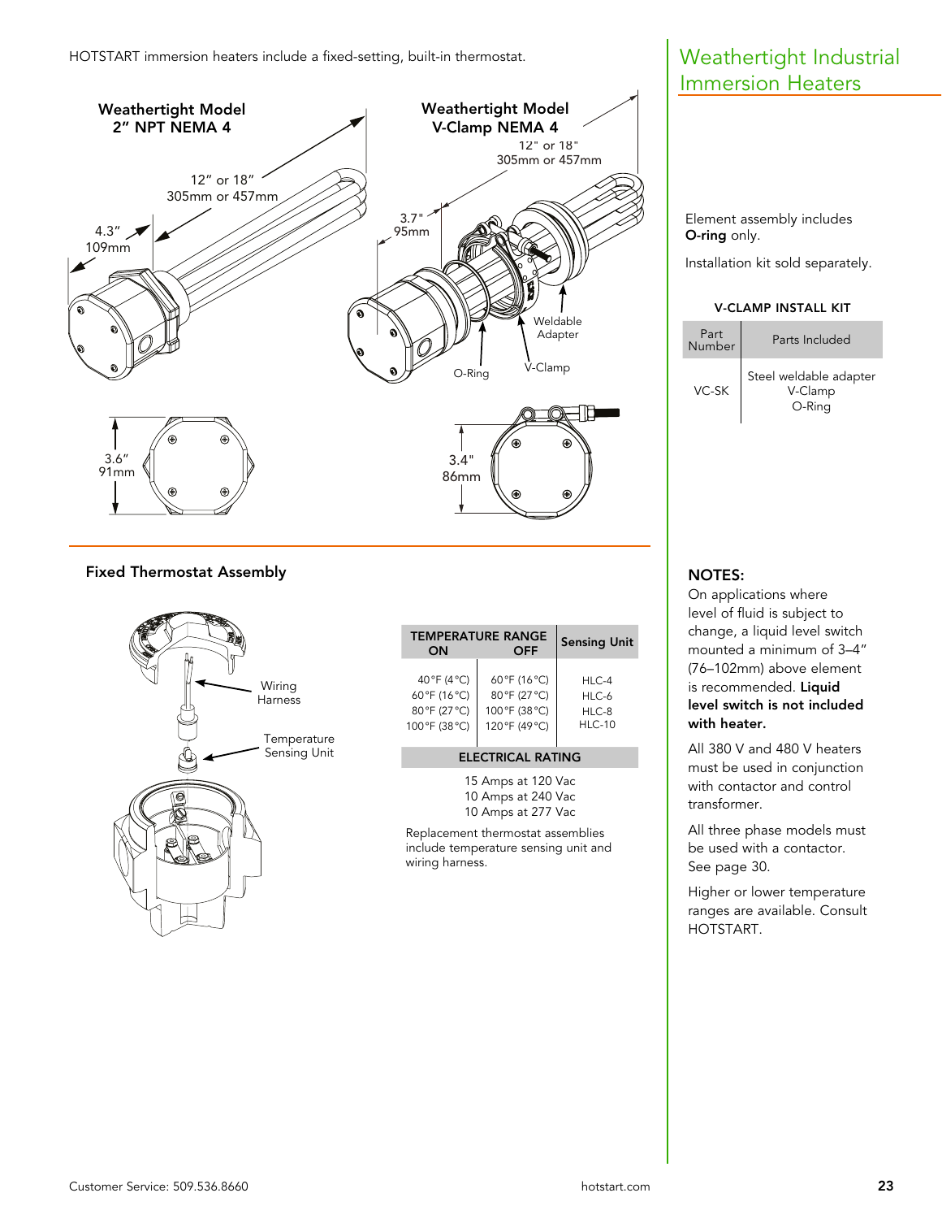# Weathertight Industrial Immersion Heaters

HOTSTART immersion heaters include a fixed-setting, built-in thermostat.

**Weathertight Model 2" NPT NEMA 4**

12" or 18"
305mm or 457mm

4.3"
109mm

3.6"
91mm

**Weathertight Model V-Clamp NEMA 4**

12" or 18"
305mm or 457mm

3.7"
95mm

Weldable Adapter

O-Ring

V-Clamp

3.4"
86mm

Element assembly includes **O-ring** only.

Installation kit sold separately.

**V-CLAMP INSTALL KIT**

| Part Number | Parts Included |
|---|---|
| VC-SK | Steel weldable adapter<br>V-Clamp<br>O-Ring |

## Fixed Thermostat Assembly

Wiring Harness

Temperature Sensing Unit

| TEMPERATURE RANGE ON | OFF | Sensing Unit |
|---|---|---|
| 40°F (4°C) | 60°F (16°C) | HLC-4 |
| 60°F (16°C) | 80°F (27°C) | HLC-6 |
| 80°F (27°C) | 100°F (38°C) | HLC-8 |
| 100°F (38°C) | 120°F (49°C) | HLC-10 |

**ELECTRICAL RATING**

15 Amps at 120 Vac
10 Amps at 240 Vac
10 Amps at 277 Vac

Replacement thermostat assemblies include temperature sensing unit and wiring harness.

**NOTES:**

On applications where level of fluid is subject to change, a liquid level switch mounted a minimum of 3–4" (76–102mm) above element is recommended. **Liquid level switch is not included with heater.**

All 380 V and 480 V heaters must be used in conjunction with contactor and control transformer.

All three phase models must be used with a contactor. See page 30.

Higher or lower temperature ranges are available. Consult HOTSTART.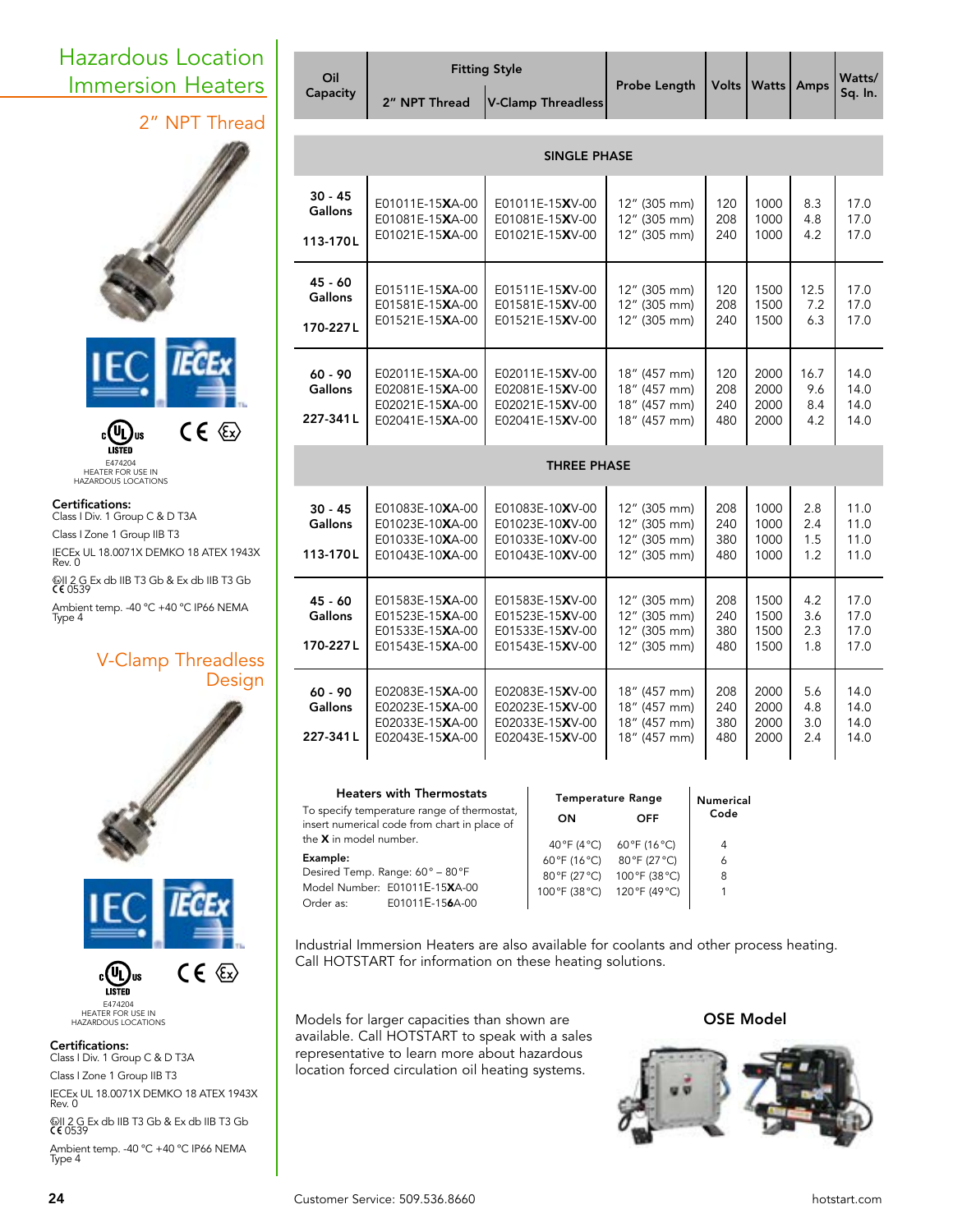# Hazardous Location Immersion Heaters

## 2" NPT Thread

E474204
HEATER FOR USE IN HAZARDOUS LOCATIONS

**Certifications:**
Class I Div. 1 Group C & D T3A

Class I Zone 1 Group IIB T3

IECEx UL 18.0071X DEMKO 18 ATEX 1943X Rev. 0

II 2 G Ex db IIB T3 Gb & Ex db IIB T3 Gb
CE 0539

Ambient temp. -40 °C +40 °C IP66 NEMA Type 4

## V-Clamp Threadless Design

E474204
HEATER FOR USE IN HAZARDOUS LOCATIONS

**Certifications:**
Class I Div. 1 Group C & D T3A

Class I Zone 1 Group IIB T3

IECEx UL 18.0071X DEMKO 18 ATEX 1943X Rev. 0

II 2 G Ex db IIB T3 Gb & Ex db IIB T3 Gb
CE 0539

Ambient temp. -40 °C +40 °C IP66 NEMA Type 4

| Oil Capacity | Fitting Style | | Probe Length | Volts | Watts | Amps | Watts/ Sq. In. |
|---|---|---|---|---|---|---|---|
| | 2" NPT Thread | V-Clamp Threadless | | | | | |
| **SINGLE PHASE** | | | | | | | |
| **30 - 45 Gallons** **113-170 L** | E01011E-15**X**A-00 | E01011E-15**X**V-00 | 12" (305 mm) | 120 | 1000 | 8.3 | 17.0 |
| | E01081E-15**X**A-00 | E01081E-15**X**V-00 | 12" (305 mm) | 208 | 1000 | 4.8 | 17.0 |
| | E01021E-15**X**A-00 | E01021E-15**X**V-00 | 12" (305 mm) | 240 | 1000 | 4.2 | 17.0 |
| **45 - 60 Gallons** **170-227 L** | E01511E-15**X**A-00 | E01511E-15**X**V-00 | 12" (305 mm) | 120 | 1500 | 12.5 | 17.0 |
| | E01581E-15**X**A-00 | E01581E-15**X**V-00 | 12" (305 mm) | 208 | 1500 | 7.2 | 17.0 |
| | E01521E-15**X**A-00 | E01521E-15**X**V-00 | 12" (305 mm) | 240 | 1500 | 6.3 | 17.0 |
| **60 - 90 Gallons** **227-341 L** | E02011E-15**X**A-00 | E02011E-15**X**V-00 | 18" (457 mm) | 120 | 2000 | 16.7 | 14.0 |
| | E02081E-15**X**A-00 | E02081E-15**X**V-00 | 18" (457 mm) | 208 | 2000 | 9.6 | 14.0 |
| | E02021E-15**X**A-00 | E02021E-15**X**V-00 | 18" (457 mm) | 240 | 2000 | 8.4 | 14.0 |
| | E02041E-15**X**A-00 | E02041E-15**X**V-00 | 18" (457 mm) | 480 | 2000 | 4.2 | 14.0 |
| **THREE PHASE** | | | | | | | |
| **30 - 45 Gallons** **113-170 L** | E01083E-10**X**A-00 | E01083E-10**X**V-00 | 12" (305 mm) | 208 | 1000 | 2.8 | 11.0 |
| | E01023E-10**X**A-00 | E01023E-10**X**V-00 | 12" (305 mm) | 240 | 1000 | 2.4 | 11.0 |
| | E01033E-10**X**A-00 | E01033E-10**X**V-00 | 12" (305 mm) | 380 | 1000 | 1.5 | 11.0 |
| | E01043E-10**X**A-00 | E01043E-10**X**V-00 | 12" (305 mm) | 480 | 1000 | 1.2 | 11.0 |
| **45 - 60 Gallons** **170-227 L** | E01583E-15**X**A-00 | E01583E-15**X**V-00 | 12" (305 mm) | 208 | 1500 | 4.2 | 17.0 |
| | E01523E-15**X**A-00 | E01523E-15**X**V-00 | 12" (305 mm) | 240 | 1500 | 3.6 | 17.0 |
| | E01533E-15**X**A-00 | E01533E-15**X**V-00 | 12" (305 mm) | 380 | 1500 | 2.3 | 17.0 |
| | E01543E-15**X**A-00 | E01543E-15**X**V-00 | 12" (305 mm) | 480 | 1500 | 1.8 | 17.0 |
| **60 - 90 Gallons** **227-341 L** | E02083E-15**X**A-00 | E02083E-15**X**V-00 | 18" (457 mm) | 208 | 2000 | 5.6 | 14.0 |
| | E02023E-15**X**A-00 | E02023E-15**X**V-00 | 18" (457 mm) | 240 | 2000 | 4.8 | 14.0 |
| | E02033E-15**X**A-00 | E02033E-15**X**V-00 | 18" (457 mm) | 380 | 2000 | 3.0 | 14.0 |
| | E02043E-15**X**A-00 | E02043E-15**X**V-00 | 18" (457 mm) | 480 | 2000 | 2.4 | 14.0 |

**Heaters with Thermostats**

To specify temperature range of thermostat, insert numerical code from chart in place of the **X** in model number.

**Example:**
Desired Temp. Range: 60° – 80°F
Model Number: E01011E-15**X**A-00
Order as: E01011E-15**6**A-00

| Temperature Range ON | Temperature Range OFF | Numerical Code |
|---|---|---|
| 40°F (4°C) | 60°F (16°C) | 4 |
| 60°F (16°C) | 80°F (27°C) | 6 |
| 80°F (27°C) | 100°F (38°C) | 8 |
| 100°F (38°C) | 120°F (49°C) | 1 |

Industrial Immersion Heaters are also available for coolants and other process heating. Call HOTSTART for information on these heating solutions.

Models for larger capacities than shown are available. Call HOTSTART to speak with a sales representative to learn more about hazardous location forced circulation oil heating systems.

**OSE Model**

Customer Service: 509.536.8660

hotstart.com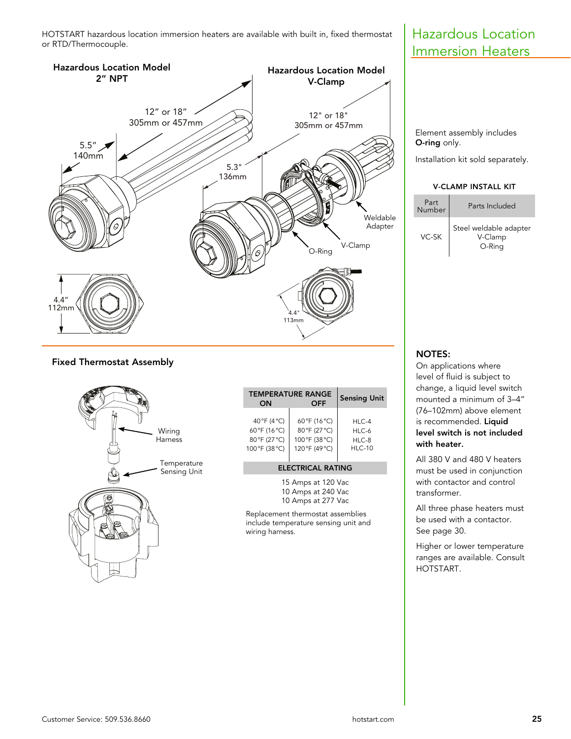# Hazardous Location Immersion Heaters

HOTSTART hazardous location immersion heaters are available with built in, fixed thermostat or RTD/Thermocouple.

**Hazardous Location Model 2" NPT**

12" or 18"
305mm or 457mm
5.5"
140mm
4.4"
112mm

**Hazardous Location Model V-Clamp**

12" or 18"
305mm or 457mm
5.3"
136mm
Weldable Adapter
V-Clamp
O-Ring
4.4"
113mm

Element assembly includes **O-ring** only.

Installation kit sold separately.

**V-CLAMP INSTALL KIT**

| Part Number | Parts Included |
|---|---|
| VC-SK | Steel weldable adapter<br>V-Clamp<br>O-Ring |

## Fixed Thermostat Assembly

Wiring Harness
Temperature Sensing Unit

| TEMPERATURE RANGE ON | OFF | Sensing Unit |
|---|---|---|
| 40°F (4°C) | 60°F (16°C) | HLC-4 |
| 60°F (16°C) | 80°F (27°C) | HLC-6 |
| 80°F (27°C) | 100°F (38°C) | HLC-8 |
| 100°F (38°C) | 120°F (49°C) | HLC-10 |

**ELECTRICAL RATING**

15 Amps at 120 Vac
10 Amps at 240 Vac
10 Amps at 277 Vac

Replacement thermostat assemblies include temperature sensing unit and wiring harness.

**NOTES:**

On applications where level of fluid is subject to change, a liquid level switch mounted a minimum of 3–4" (76–102mm) above element is recommended. **Liquid level switch is not included with heater.**

All 380 V and 480 V heaters must be used in conjunction with contactor and control transformer.

All three phase heaters must be used with a contactor. See page 30.

Higher or lower temperature ranges are available. Consult HOTSTART.

Customer Service: 509.536.8660

hotstart.com